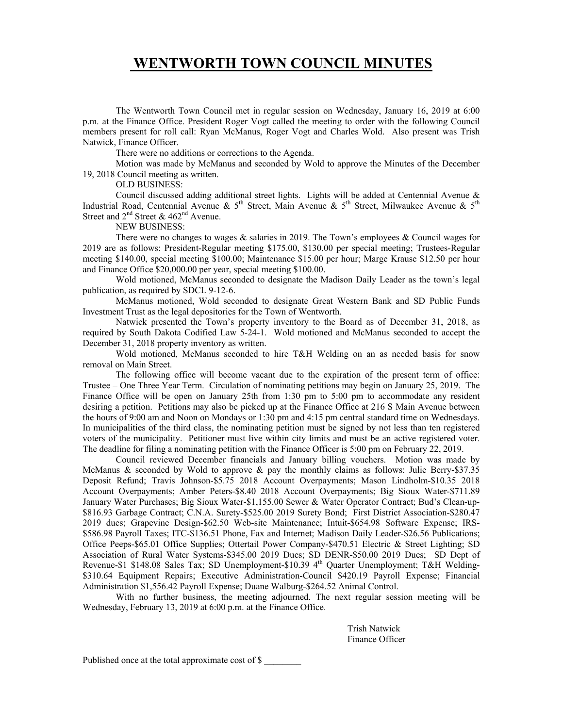# WENTWORTH TOWN COUNCIL MINUTES

The Wentworth Town Council met in regular session on Wednesday, January 16, 2019 at 6:00 p.m. at the Finance Office. President Roger Vogt called the meeting to order with the following Council members present for roll call: Ryan McManus, Roger Vogt and Charles Wold. Also present was Trish Natwick, Finance Officer.

There were no additions or corrections to the Agenda.

Motion was made by McManus and seconded by Wold to approve the Minutes of the December 19, 2018 Council meeting as written.

OLD BUSINESS:

Council discussed adding additional street lights. Lights will be added at Centennial Avenue & Industrial Road, Centennial Avenue & 5th Street, Main Avenue & 5th Street, Milwaukee Avenue & 5th Street and 2nd Street & 462nd Avenue.

NEW BUSINESS:

There were no changes to wages & salaries in 2019. The Town's employees & Council wages for 2019 are as follows: President-Regular meeting $175.00, $130.00 per special meeting; Trustees-Regular meeting $140.00, special meeting $100.00; Maintenance $15.00 per hour; Marge Krause $12.50 per hour and Finance Office $20,000.00 per year, special meeting $100.00.

Wold motioned, McManus seconded to designate the Madison Daily Leader as the town's legal publication, as required by SDCL 9-12-6.

McManus motioned, Wold seconded to designate Great Western Bank and SD Public Funds Investment Trust as the legal depositories for the Town of Wentworth.

Natwick presented the Town's property inventory to the Board as of December 31, 2018, as required by South Dakota Codified Law 5-24-1. Wold motioned and McManus seconded to accept the December 31, 2018 property inventory as written.

Wold motioned, McManus seconded to hire T&H Welding on an as needed basis for snow removal on Main Street.

The following office will become vacant due to the expiration of the present term of office: Trustee – One Three Year Term. Circulation of nominating petitions may begin on January 25, 2019. The Finance Office will be open on January 25th from 1:30 pm to 5:00 pm to accommodate any resident desiring a petition. Petitions may also be picked up at the Finance Office at 216 S Main Avenue between the hours of 9:00 am and Noon on Mondays or 1:30 pm and 4:15 pm central standard time on Wednesdays. In municipalities of the third class, the nominating petition must be signed by not less than ten registered voters of the municipality. Petitioner must live within city limits and must be an active registered voter. The deadline for filing a nominating petition with the Finance Officer is 5:00 pm on February 22, 2019.

Council reviewed December financials and January billing vouchers. Motion was made by McManus & seconded by Wold to approve & pay the monthly claims as follows: Julie Berry-$37.35 Deposit Refund; Travis Johnson-$5.75 2018 Account Overpayments; Mason Lindholm-$10.35 2018 Account Overpayments; Amber Peters-$8.40 2018 Account Overpayments; Big Sioux Water-$711.89 January Water Purchases; Big Sioux Water-$1,155.00 Sewer & Water Operator Contract; Bud's Clean-up-$816.93 Garbage Contract; C.N.A. Surety-$525.00 2019 Surety Bond; First District Association-$280.47 2019 dues; Grapevine Design-$62.50 Web-site Maintenance; Intuit-$654.98 Software Expense; IRS-$586.98 Payroll Taxes; ITC-$136.51 Phone, Fax and Internet; Madison Daily Leader-$26.56 Publications; Office Peeps-$65.01 Office Supplies; Ottertail Power Company-$470.51 Electric & Street Lighting; SD Association of Rural Water Systems-$345.00 2019 Dues; SD DENR-$50.00 2019 Dues; SD Dept of Revenue-$1 148.08 Sales Tax; SD Unemployment-$10.39 4th Quarter Unemployment; T&H Welding-$310.64 Equipment Repairs; Executive Administration-Council $420.19 Payroll Expense; Financial Administration $1,556.42 Payroll Expense; Duane Walburg-$264.52 Animal Control.

With no further business, the meeting adjourned. The next regular session meeting will be Wednesday, February 13, 2019 at 6:00 p.m. at the Finance Office.

Trish Natwick
Finance Officer

Published once at the total approximate cost of $ ________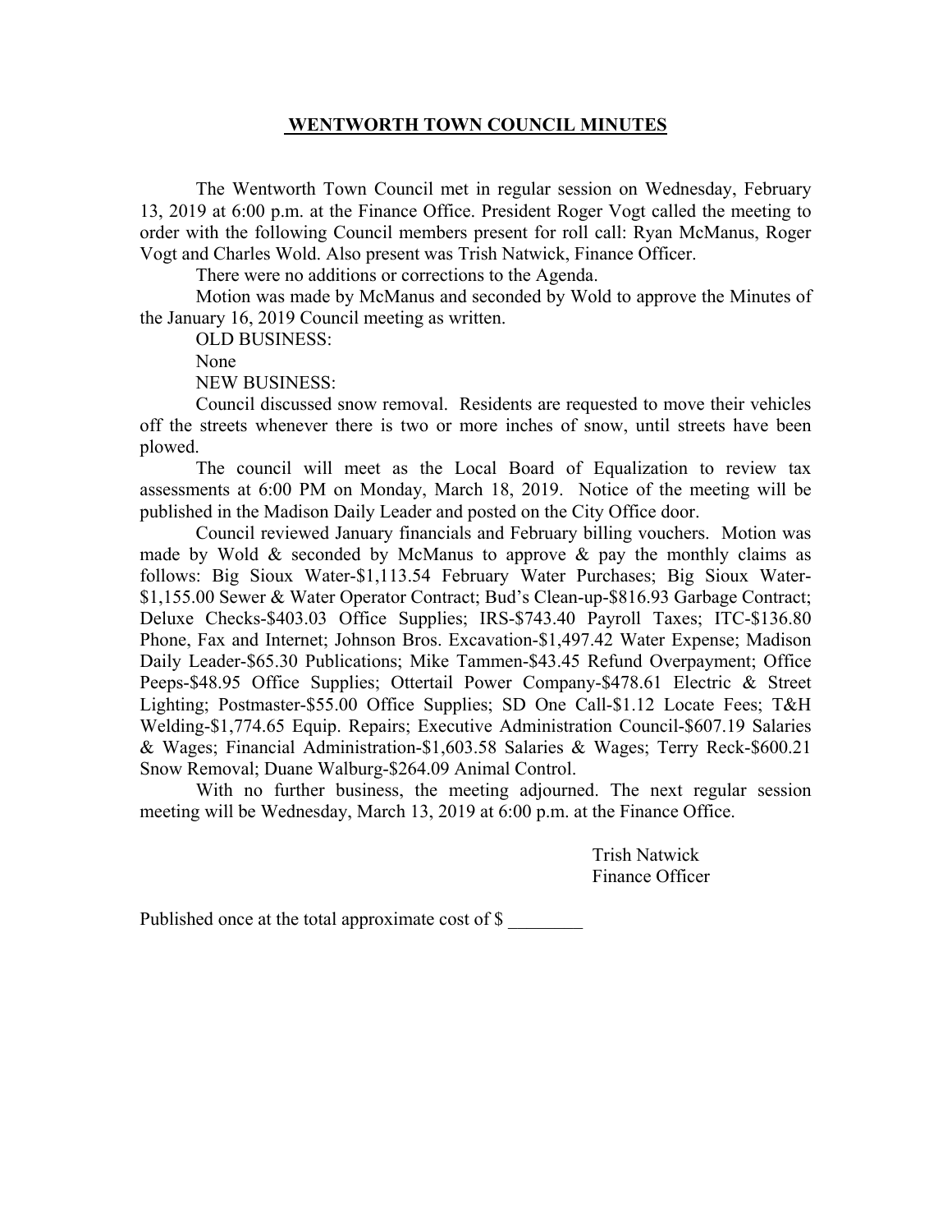# WENTWORTH TOWN COUNCIL MINUTES

The Wentworth Town Council met in regular session on Wednesday, February 13, 2019 at 6:00 p.m. at the Finance Office. President Roger Vogt called the meeting to order with the following Council members present for roll call: Ryan McManus, Roger Vogt and Charles Wold. Also present was Trish Natwick, Finance Officer.

There were no additions or corrections to the Agenda.

Motion was made by McManus and seconded by Wold to approve the Minutes of the January 16, 2019 Council meeting as written.

OLD BUSINESS:

None

NEW BUSINESS:

Council discussed snow removal. Residents are requested to move their vehicles off the streets whenever there is two or more inches of snow, until streets have been plowed.

The council will meet as the Local Board of Equalization to review tax assessments at 6:00 PM on Monday, March 18, 2019. Notice of the meeting will be published in the Madison Daily Leader and posted on the City Office door.

Council reviewed January financials and February billing vouchers. Motion was made by Wold & seconded by McManus to approve & pay the monthly claims as follows: Big Sioux Water-$1,113.54 February Water Purchases; Big Sioux Water-$1,155.00 Sewer & Water Operator Contract; Bud's Clean-up-$816.93 Garbage Contract; Deluxe Checks-$403.03 Office Supplies; IRS-$743.40 Payroll Taxes; ITC-$136.80 Phone, Fax and Internet; Johnson Bros. Excavation-$1,497.42 Water Expense; Madison Daily Leader-$65.30 Publications; Mike Tammen-$43.45 Refund Overpayment; Office Peeps-$48.95 Office Supplies; Ottertail Power Company-$478.61 Electric & Street Lighting; Postmaster-$55.00 Office Supplies; SD One Call-$1.12 Locate Fees; T&H Welding-$1,774.65 Equip. Repairs; Executive Administration Council-$607.19 Salaries & Wages; Financial Administration-$1,603.58 Salaries & Wages; Terry Reck-$600.21 Snow Removal; Duane Walburg-$264.09 Animal Control.

With no further business, the meeting adjourned. The next regular session meeting will be Wednesday, March 13, 2019 at 6:00 p.m. at the Finance Office.

Trish Natwick
Finance Officer

Published once at the total approximate cost of $ ________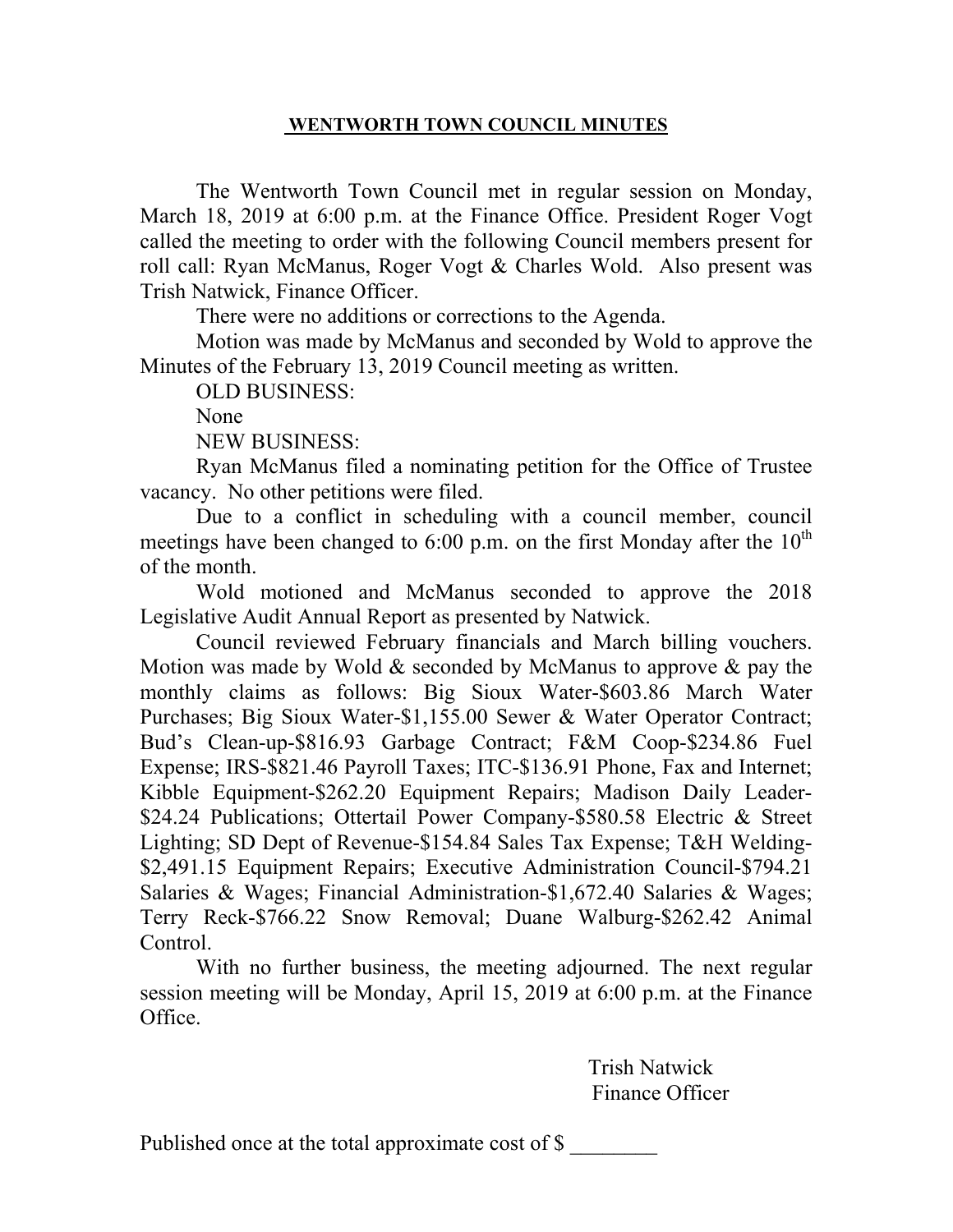# WENTWORTH TOWN COUNCIL MINUTES

The Wentworth Town Council met in regular session on Monday, March 18, 2019 at 6:00 p.m. at the Finance Office. President Roger Vogt called the meeting to order with the following Council members present for roll call: Ryan McManus, Roger Vogt & Charles Wold. Also present was Trish Natwick, Finance Officer.

There were no additions or corrections to the Agenda.

Motion was made by McManus and seconded by Wold to approve the Minutes of the February 13, 2019 Council meeting as written.

OLD BUSINESS:

None

NEW BUSINESS:

Ryan McManus filed a nominating petition for the Office of Trustee vacancy. No other petitions were filed.

Due to a conflict in scheduling with a council member, council meetings have been changed to 6:00 p.m. on the first Monday after the 10th of the month.

Wold motioned and McManus seconded to approve the 2018 Legislative Audit Annual Report as presented by Natwick.

Council reviewed February financials and March billing vouchers. Motion was made by Wold & seconded by McManus to approve & pay the monthly claims as follows: Big Sioux Water-$603.86 March Water Purchases; Big Sioux Water-$1,155.00 Sewer & Water Operator Contract; Bud's Clean-up-$816.93 Garbage Contract; F&M Coop-$234.86 Fuel Expense; IRS-$821.46 Payroll Taxes; ITC-$136.91 Phone, Fax and Internet; Kibble Equipment-$262.20 Equipment Repairs; Madison Daily Leader-$24.24 Publications; Ottertail Power Company-$580.58 Electric & Street Lighting; SD Dept of Revenue-$154.84 Sales Tax Expense; T&H Welding-$2,491.15 Equipment Repairs; Executive Administration Council-$794.21 Salaries & Wages; Financial Administration-$1,672.40 Salaries & Wages; Terry Reck-$766.22 Snow Removal; Duane Walburg-$262.42 Animal Control.

With no further business, the meeting adjourned. The next regular session meeting will be Monday, April 15, 2019 at 6:00 p.m. at the Finance Office.

Trish Natwick
Finance Officer

Published once at the total approximate cost of $ ________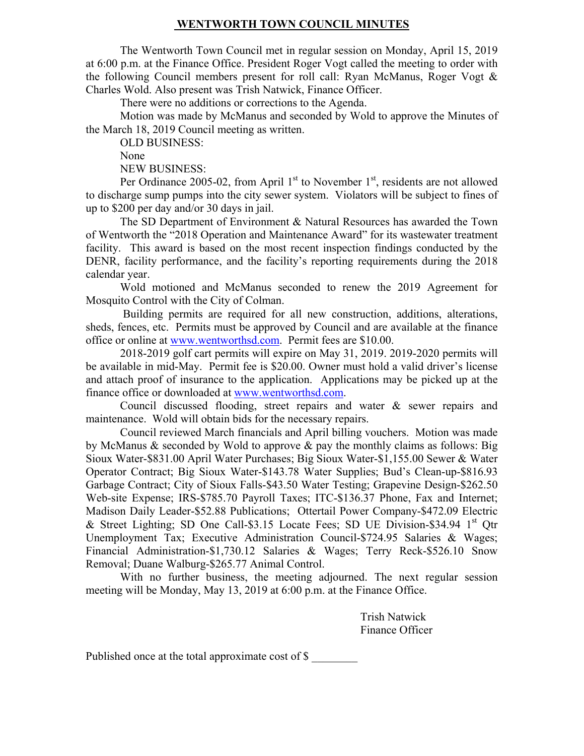# WENTWORTH TOWN COUNCIL MINUTES

The Wentworth Town Council met in regular session on Monday, April 15, 2019 at 6:00 p.m. at the Finance Office. President Roger Vogt called the meeting to order with the following Council members present for roll call: Ryan McManus, Roger Vogt & Charles Wold. Also present was Trish Natwick, Finance Officer.

There were no additions or corrections to the Agenda.

Motion was made by McManus and seconded by Wold to approve the Minutes of the March 18, 2019 Council meeting as written.

OLD BUSINESS:

None

NEW BUSINESS:

Per Ordinance 2005-02, from April 1st to November 1st, residents are not allowed to discharge sump pumps into the city sewer system. Violators will be subject to fines of up to $200 per day and/or 30 days in jail.

The SD Department of Environment & Natural Resources has awarded the Town of Wentworth the "2018 Operation and Maintenance Award" for its wastewater treatment facility. This award is based on the most recent inspection findings conducted by the DENR, facility performance, and the facility's reporting requirements during the 2018 calendar year.

Wold motioned and McManus seconded to renew the 2019 Agreement for Mosquito Control with the City of Colman.

Building permits are required for all new construction, additions, alterations, sheds, fences, etc. Permits must be approved by Council and are available at the finance office or online at www.wentworthsd.com. Permit fees are $10.00.

2018-2019 golf cart permits will expire on May 31, 2019. 2019-2020 permits will be available in mid-May. Permit fee is $20.00. Owner must hold a valid driver's license and attach proof of insurance to the application. Applications may be picked up at the finance office or downloaded at www.wentworthsd.com.

Council discussed flooding, street repairs and water & sewer repairs and maintenance. Wold will obtain bids for the necessary repairs.

Council reviewed March financials and April billing vouchers. Motion was made by McManus & seconded by Wold to approve & pay the monthly claims as follows: Big Sioux Water-$831.00 April Water Purchases; Big Sioux Water-$1,155.00 Sewer & Water Operator Contract; Big Sioux Water-$143.78 Water Supplies; Bud's Clean-up-$816.93 Garbage Contract; City of Sioux Falls-$43.50 Water Testing; Grapevine Design-$262.50 Web-site Expense; IRS-$785.70 Payroll Taxes; ITC-$136.37 Phone, Fax and Internet; Madison Daily Leader-$52.88 Publications; Ottertail Power Company-$472.09 Electric & Street Lighting; SD One Call-$3.15 Locate Fees; SD UE Division-$34.94 1st Qtr Unemployment Tax; Executive Administration Council-$724.95 Salaries & Wages; Financial Administration-$1,730.12 Salaries & Wages; Terry Reck-$526.10 Snow Removal; Duane Walburg-$265.77 Animal Control.

With no further business, the meeting adjourned. The next regular session meeting will be Monday, May 13, 2019 at 6:00 p.m. at the Finance Office.

Trish Natwick
Finance Officer

Published once at the total approximate cost of $ ________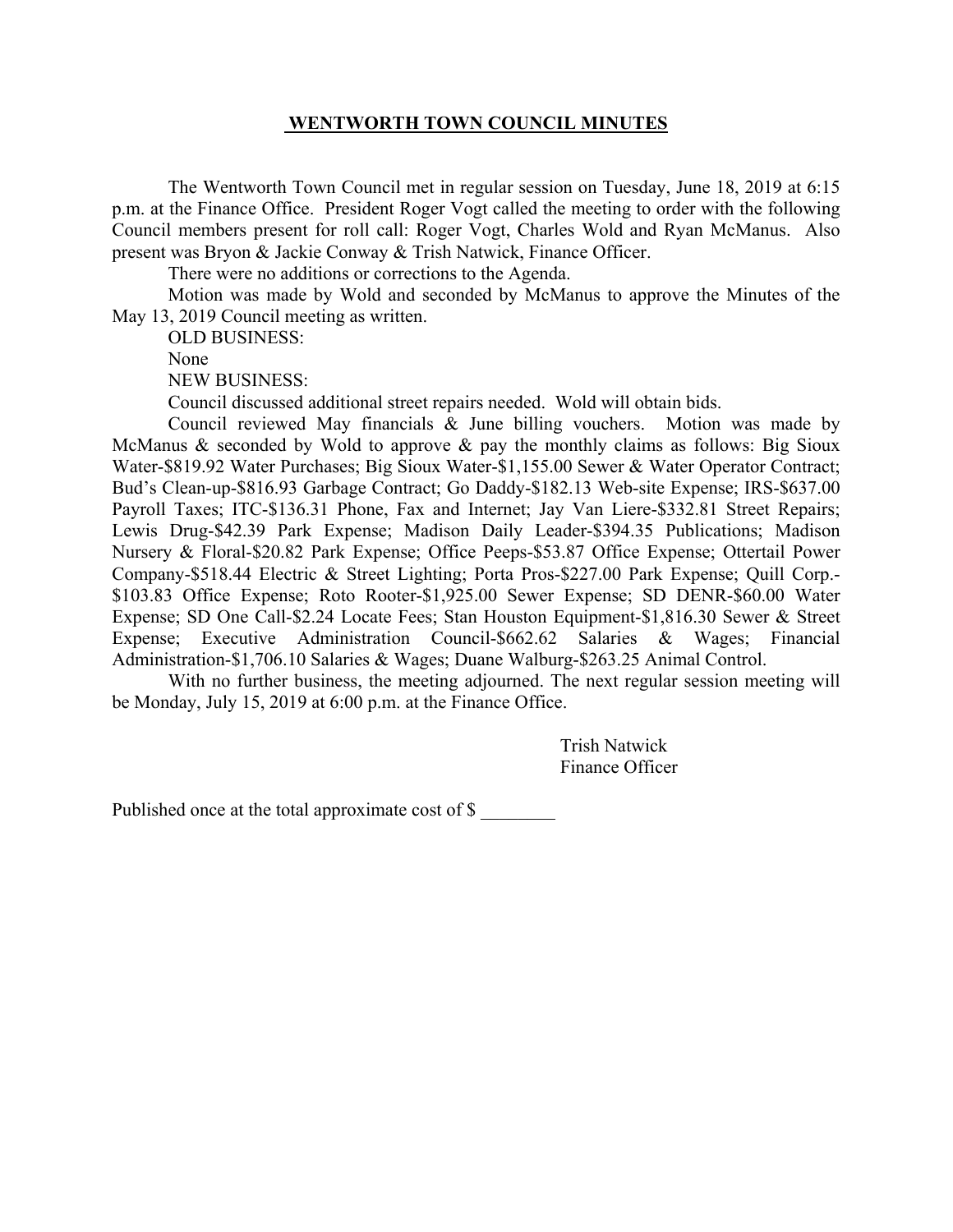# WENTWORTH TOWN COUNCIL MINUTES

The Wentworth Town Council met in regular session on Tuesday, June 18, 2019 at 6:15 p.m. at the Finance Office. President Roger Vogt called the meeting to order with the following Council members present for roll call: Roger Vogt, Charles Wold and Ryan McManus. Also present was Bryon & Jackie Conway & Trish Natwick, Finance Officer.

There were no additions or corrections to the Agenda.

Motion was made by Wold and seconded by McManus to approve the Minutes of the May 13, 2019 Council meeting as written.

OLD BUSINESS:

None

NEW BUSINESS:

Council discussed additional street repairs needed. Wold will obtain bids.

Council reviewed May financials & June billing vouchers. Motion was made by McManus & seconded by Wold to approve & pay the monthly claims as follows: Big Sioux Water-$819.92 Water Purchases; Big Sioux Water-$1,155.00 Sewer & Water Operator Contract; Bud's Clean-up-$816.93 Garbage Contract; Go Daddy-$182.13 Web-site Expense; IRS-$637.00 Payroll Taxes; ITC-$136.31 Phone, Fax and Internet; Jay Van Liere-$332.81 Street Repairs; Lewis Drug-$42.39 Park Expense; Madison Daily Leader-$394.35 Publications; Madison Nursery & Floral-$20.82 Park Expense; Office Peeps-$53.87 Office Expense; Ottertail Power Company-$518.44 Electric & Street Lighting; Porta Pros-$227.00 Park Expense; Quill Corp.-$103.83 Office Expense; Roto Rooter-$1,925.00 Sewer Expense; SD DENR-$60.00 Water Expense; SD One Call-$2.24 Locate Fees; Stan Houston Equipment-$1,816.30 Sewer & Street Expense; Executive Administration Council-$662.62 Salaries & Wages; Financial Administration-$1,706.10 Salaries & Wages; Duane Walburg-$263.25 Animal Control.

With no further business, the meeting adjourned. The next regular session meeting will be Monday, July 15, 2019 at 6:00 p.m. at the Finance Office.

Trish Natwick
Finance Officer

Published once at the total approximate cost of $ ________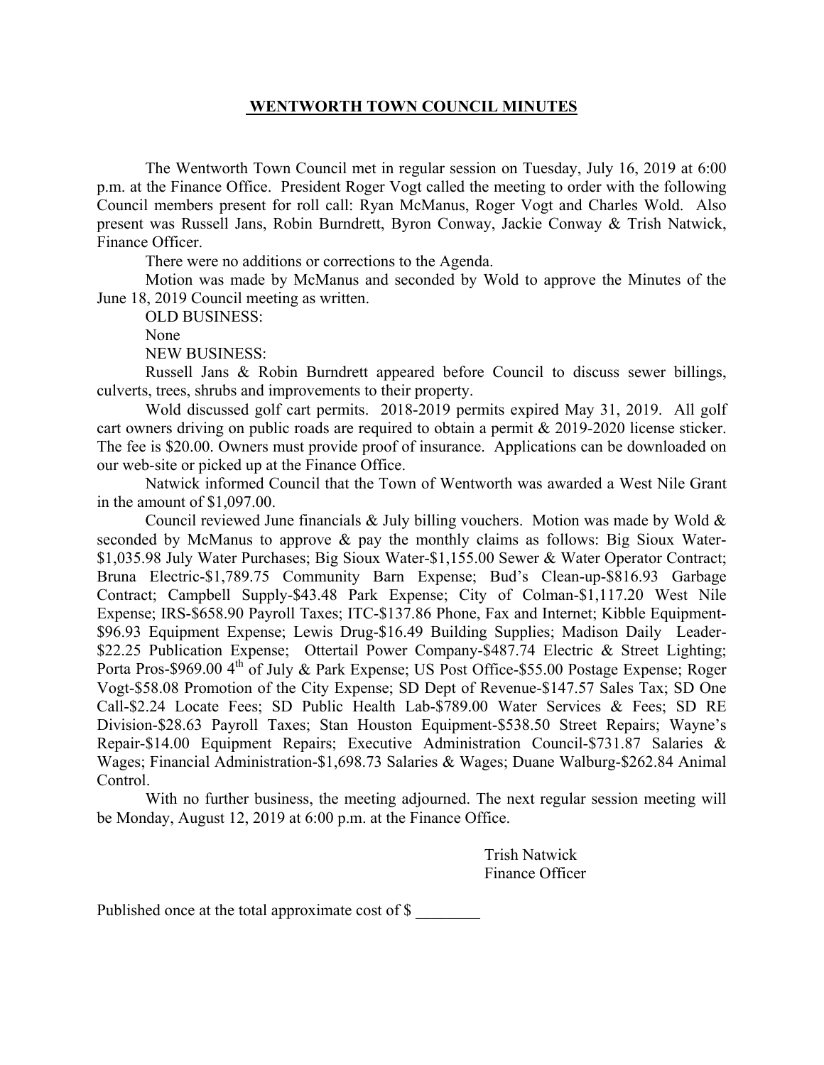# WENTWORTH TOWN COUNCIL MINUTES

The Wentworth Town Council met in regular session on Tuesday, July 16, 2019 at 6:00 p.m. at the Finance Office. President Roger Vogt called the meeting to order with the following Council members present for roll call: Ryan McManus, Roger Vogt and Charles Wold. Also present was Russell Jans, Robin Burndrett, Byron Conway, Jackie Conway & Trish Natwick, Finance Officer.

There were no additions or corrections to the Agenda.

Motion was made by McManus and seconded by Wold to approve the Minutes of the June 18, 2019 Council meeting as written.

OLD BUSINESS:

None

NEW BUSINESS:

Russell Jans & Robin Burndrett appeared before Council to discuss sewer billings, culverts, trees, shrubs and improvements to their property.

Wold discussed golf cart permits. 2018-2019 permits expired May 31, 2019. All golf cart owners driving on public roads are required to obtain a permit & 2019-2020 license sticker. The fee is $20.00. Owners must provide proof of insurance. Applications can be downloaded on our web-site or picked up at the Finance Office.

Natwick informed Council that the Town of Wentworth was awarded a West Nile Grant in the amount of $1,097.00.

Council reviewed June financials & July billing vouchers. Motion was made by Wold & seconded by McManus to approve & pay the monthly claims as follows: Big Sioux Water-$1,035.98 July Water Purchases; Big Sioux Water-$1,155.00 Sewer & Water Operator Contract; Bruna Electric-$1,789.75 Community Barn Expense; Bud's Clean-up-$816.93 Garbage Contract; Campbell Supply-$43.48 Park Expense; City of Colman-$1,117.20 West Nile Expense; IRS-$658.90 Payroll Taxes; ITC-$137.86 Phone, Fax and Internet; Kibble Equipment-$96.93 Equipment Expense; Lewis Drug-$16.49 Building Supplies; Madison Daily Leader-$22.25 Publication Expense; Ottertail Power Company-$487.74 Electric & Street Lighting; Porta Pros-$969.00 4th of July & Park Expense; US Post Office-$55.00 Postage Expense; Roger Vogt-$58.08 Promotion of the City Expense; SD Dept of Revenue-$147.57 Sales Tax; SD One Call-$2.24 Locate Fees; SD Public Health Lab-$789.00 Water Services & Fees; SD RE Division-$28.63 Payroll Taxes; Stan Houston Equipment-$538.50 Street Repairs; Wayne's Repair-$14.00 Equipment Repairs; Executive Administration Council-$731.87 Salaries & Wages; Financial Administration-$1,698.73 Salaries & Wages; Duane Walburg-$262.84 Animal Control.

With no further business, the meeting adjourned. The next regular session meeting will be Monday, August 12, 2019 at 6:00 p.m. at the Finance Office.

Trish Natwick
Finance Officer

Published once at the total approximate cost of $ ________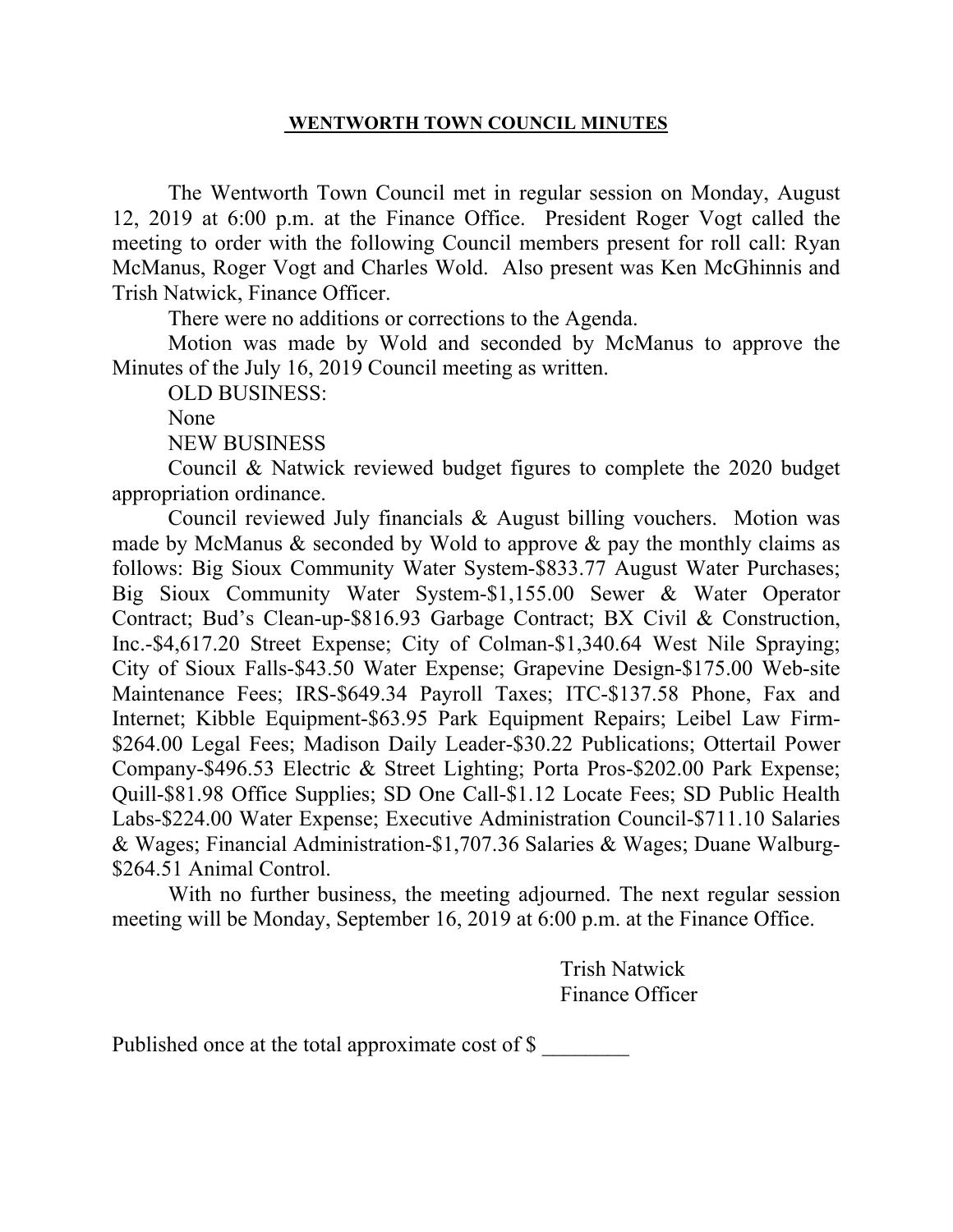**WENTWORTH TOWN COUNCIL MINUTES**

The Wentworth Town Council met in regular session on Monday, August 12, 2019 at 6:00 p.m. at the Finance Office. President Roger Vogt called the meeting to order with the following Council members present for roll call: Ryan McManus, Roger Vogt and Charles Wold. Also present was Ken McGhinnis and Trish Natwick, Finance Officer.

There were no additions or corrections to the Agenda.

Motion was made by Wold and seconded by McManus to approve the Minutes of the July 16, 2019 Council meeting as written.

OLD BUSINESS:

None

NEW BUSINESS

Council & Natwick reviewed budget figures to complete the 2020 budget appropriation ordinance.

Council reviewed July financials & August billing vouchers. Motion was made by McManus & seconded by Wold to approve & pay the monthly claims as follows: Big Sioux Community Water System-$833.77 August Water Purchases; Big Sioux Community Water System-$1,155.00 Sewer & Water Operator Contract; Bud's Clean-up-$816.93 Garbage Contract; BX Civil & Construction, Inc.-$4,617.20 Street Expense; City of Colman-$1,340.64 West Nile Spraying; City of Sioux Falls-$43.50 Water Expense; Grapevine Design-$175.00 Web-site Maintenance Fees; IRS-$649.34 Payroll Taxes; ITC-$137.58 Phone, Fax and Internet; Kibble Equipment-$63.95 Park Equipment Repairs; Leibel Law Firm-$264.00 Legal Fees; Madison Daily Leader-$30.22 Publications; Ottertail Power Company-$496.53 Electric & Street Lighting; Porta Pros-$202.00 Park Expense; Quill-$81.98 Office Supplies; SD One Call-$1.12 Locate Fees; SD Public Health Labs-$224.00 Water Expense; Executive Administration Council-$711.10 Salaries & Wages; Financial Administration-$1,707.36 Salaries & Wages; Duane Walburg-$264.51 Animal Control.

With no further business, the meeting adjourned. The next regular session meeting will be Monday, September 16, 2019 at 6:00 p.m. at the Finance Office.

Trish Natwick
Finance Officer

Published once at the total approximate cost of $ ________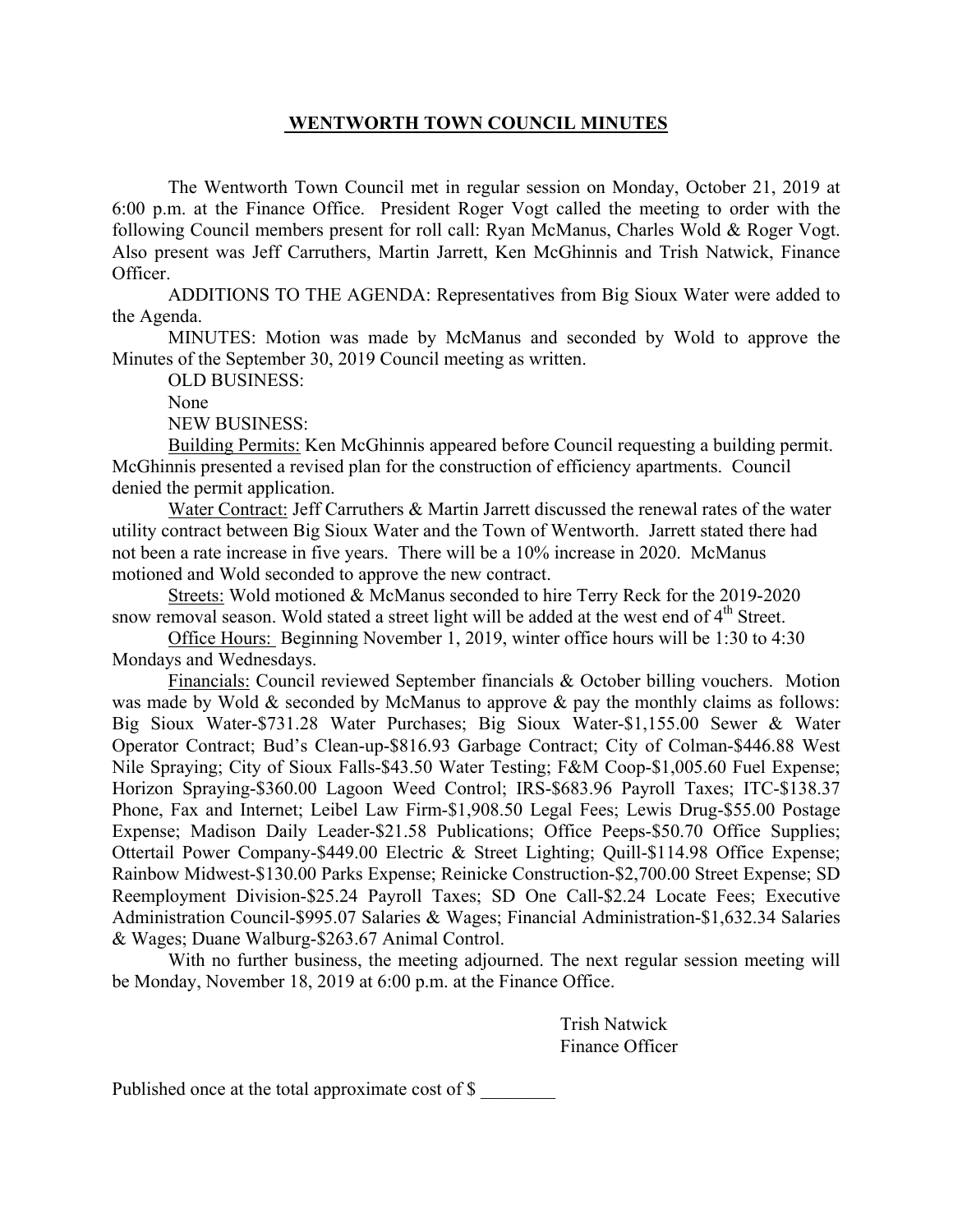# WENTWORTH TOWN COUNCIL MINUTES

The Wentworth Town Council met in regular session on Monday, October 21, 2019 at 6:00 p.m. at the Finance Office. President Roger Vogt called the meeting to order with the following Council members present for roll call: Ryan McManus, Charles Wold & Roger Vogt. Also present was Jeff Carruthers, Martin Jarrett, Ken McGhinnis and Trish Natwick, Finance Officer.

ADDITIONS TO THE AGENDA: Representatives from Big Sioux Water were added to the Agenda.

MINUTES: Motion was made by McManus and seconded by Wold to approve the Minutes of the September 30, 2019 Council meeting as written.

OLD BUSINESS:

None

NEW BUSINESS:

Building Permits: Ken McGhinnis appeared before Council requesting a building permit. McGhinnis presented a revised plan for the construction of efficiency apartments. Council denied the permit application.

Water Contract: Jeff Carruthers & Martin Jarrett discussed the renewal rates of the water utility contract between Big Sioux Water and the Town of Wentworth. Jarrett stated there had not been a rate increase in five years. There will be a 10% increase in 2020. McManus motioned and Wold seconded to approve the new contract.

Streets: Wold motioned & McManus seconded to hire Terry Reck for the 2019-2020 snow removal season. Wold stated a street light will be added at the west end of 4th Street.

Office Hours: Beginning November 1, 2019, winter office hours will be 1:30 to 4:30 Mondays and Wednesdays.

Financials: Council reviewed September financials & October billing vouchers. Motion was made by Wold & seconded by McManus to approve & pay the monthly claims as follows: Big Sioux Water-$731.28 Water Purchases; Big Sioux Water-$1,155.00 Sewer & Water Operator Contract; Bud's Clean-up-$816.93 Garbage Contract; City of Colman-$446.88 West Nile Spraying; City of Sioux Falls-$43.50 Water Testing; F&M Coop-$1,005.60 Fuel Expense; Horizon Spraying-$360.00 Lagoon Weed Control; IRS-$683.96 Payroll Taxes; ITC-$138.37 Phone, Fax and Internet; Leibel Law Firm-$1,908.50 Legal Fees; Lewis Drug-$55.00 Postage Expense; Madison Daily Leader-$21.58 Publications; Office Peeps-$50.70 Office Supplies; Ottertail Power Company-$449.00 Electric & Street Lighting; Quill-$114.98 Office Expense; Rainbow Midwest-$130.00 Parks Expense; Reinicke Construction-$2,700.00 Street Expense; SD Reemployment Division-$25.24 Payroll Taxes; SD One Call-$2.24 Locate Fees; Executive Administration Council-$995.07 Salaries & Wages; Financial Administration-$1,632.34 Salaries & Wages; Duane Walburg-$263.67 Animal Control.

With no further business, the meeting adjourned. The next regular session meeting will be Monday, November 18, 2019 at 6:00 p.m. at the Finance Office.

Trish Natwick
Finance Officer

Published once at the total approximate cost of $ ________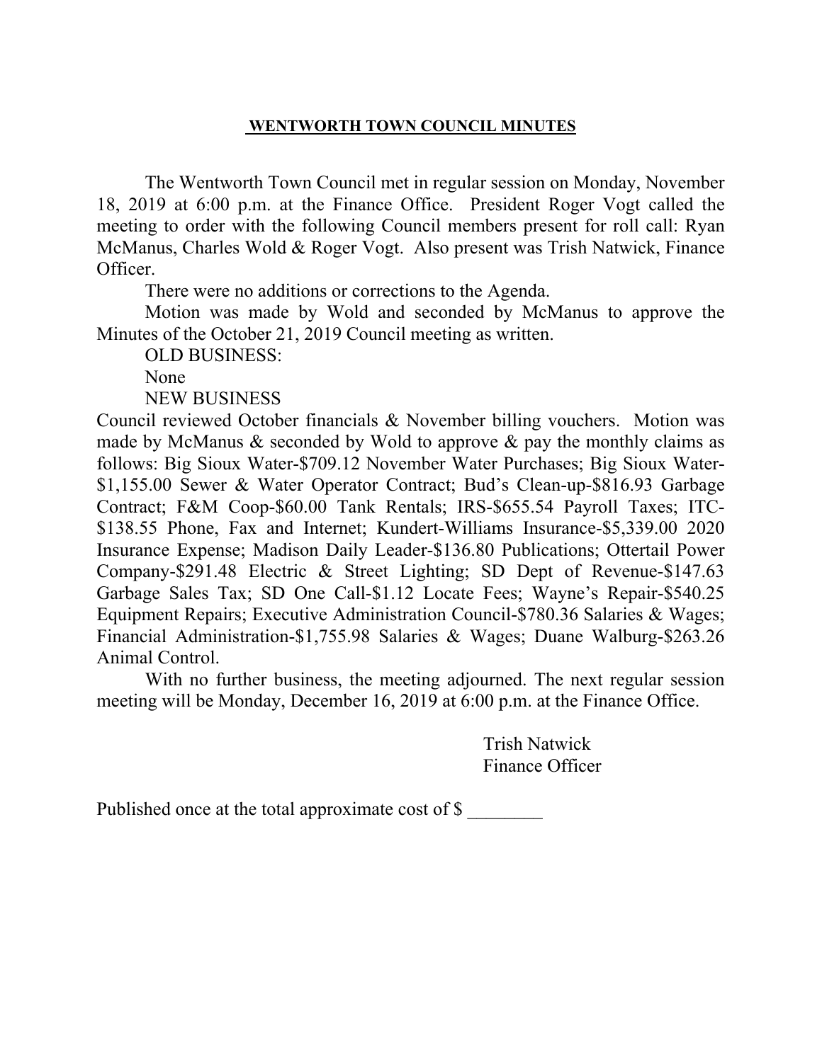**WENTWORTH TOWN COUNCIL MINUTES**

The Wentworth Town Council met in regular session on Monday, November 18, 2019 at 6:00 p.m. at the Finance Office. President Roger Vogt called the meeting to order with the following Council members present for roll call: Ryan McManus, Charles Wold & Roger Vogt. Also present was Trish Natwick, Finance Officer.

There were no additions or corrections to the Agenda.

Motion was made by Wold and seconded by McManus to approve the Minutes of the October 21, 2019 Council meeting as written.

OLD BUSINESS:

None

NEW BUSINESS

Council reviewed October financials & November billing vouchers. Motion was made by McManus & seconded by Wold to approve & pay the monthly claims as follows: Big Sioux Water-$709.12 November Water Purchases; Big Sioux Water-$1,155.00 Sewer & Water Operator Contract; Bud's Clean-up-$816.93 Garbage Contract; F&M Coop-$60.00 Tank Rentals; IRS-$655.54 Payroll Taxes; ITC-$138.55 Phone, Fax and Internet; Kundert-Williams Insurance-$5,339.00 2020 Insurance Expense; Madison Daily Leader-$136.80 Publications; Ottertail Power Company-$291.48 Electric & Street Lighting; SD Dept of Revenue-$147.63 Garbage Sales Tax; SD One Call-$1.12 Locate Fees; Wayne's Repair-$540.25 Equipment Repairs; Executive Administration Council-$780.36 Salaries & Wages; Financial Administration-$1,755.98 Salaries & Wages; Duane Walburg-$263.26 Animal Control.

With no further business, the meeting adjourned. The next regular session meeting will be Monday, December 16, 2019 at 6:00 p.m. at the Finance Office.

Trish Natwick
Finance Officer

Published once at the total approximate cost of $ ________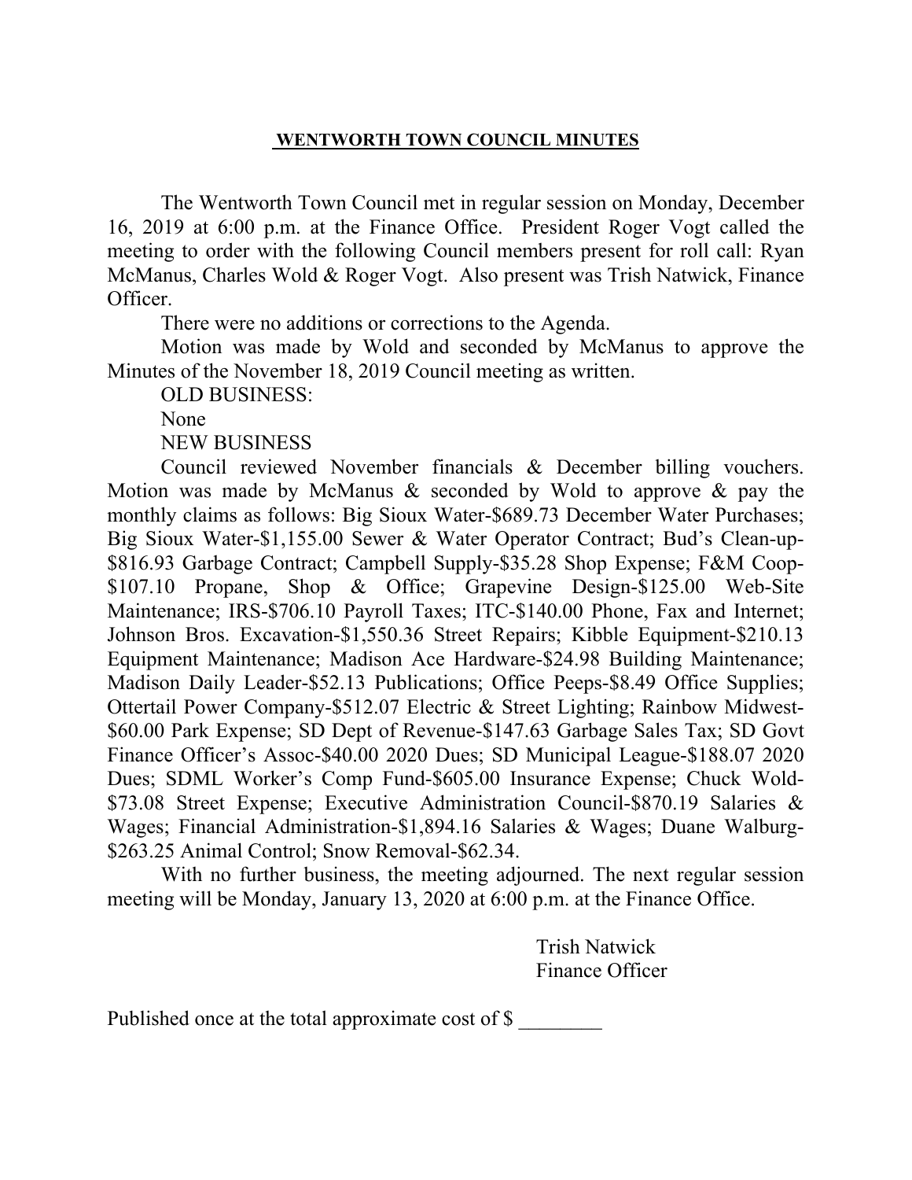**WENTWORTH TOWN COUNCIL MINUTES**

The Wentworth Town Council met in regular session on Monday, December 16, 2019 at 6:00 p.m. at the Finance Office. President Roger Vogt called the meeting to order with the following Council members present for roll call: Ryan McManus, Charles Wold & Roger Vogt. Also present was Trish Natwick, Finance Officer.

There were no additions or corrections to the Agenda.

Motion was made by Wold and seconded by McManus to approve the Minutes of the November 18, 2019 Council meeting as written.

OLD BUSINESS:

None

NEW BUSINESS

Council reviewed November financials & December billing vouchers. Motion was made by McManus & seconded by Wold to approve & pay the monthly claims as follows: Big Sioux Water-$689.73 December Water Purchases; Big Sioux Water-$1,155.00 Sewer & Water Operator Contract; Bud's Clean-up-$816.93 Garbage Contract; Campbell Supply-$35.28 Shop Expense; F&M Coop-$107.10 Propane, Shop & Office; Grapevine Design-$125.00 Web-Site Maintenance; IRS-$706.10 Payroll Taxes; ITC-$140.00 Phone, Fax and Internet; Johnson Bros. Excavation-$1,550.36 Street Repairs; Kibble Equipment-$210.13 Equipment Maintenance; Madison Ace Hardware-$24.98 Building Maintenance; Madison Daily Leader-$52.13 Publications; Office Peeps-$8.49 Office Supplies; Ottertail Power Company-$512.07 Electric & Street Lighting; Rainbow Midwest-$60.00 Park Expense; SD Dept of Revenue-$147.63 Garbage Sales Tax; SD Govt Finance Officer's Assoc-$40.00 2020 Dues; SD Municipal League-$188.07 2020 Dues; SDML Worker's Comp Fund-$605.00 Insurance Expense; Chuck Wold-$73.08 Street Expense; Executive Administration Council-$870.19 Salaries & Wages; Financial Administration-$1,894.16 Salaries & Wages; Duane Walburg-$263.25 Animal Control; Snow Removal-$62.34.

With no further business, the meeting adjourned. The next regular session meeting will be Monday, January 13, 2020 at 6:00 p.m. at the Finance Office.

Trish Natwick
Finance Officer

Published once at the total approximate cost of $ ________